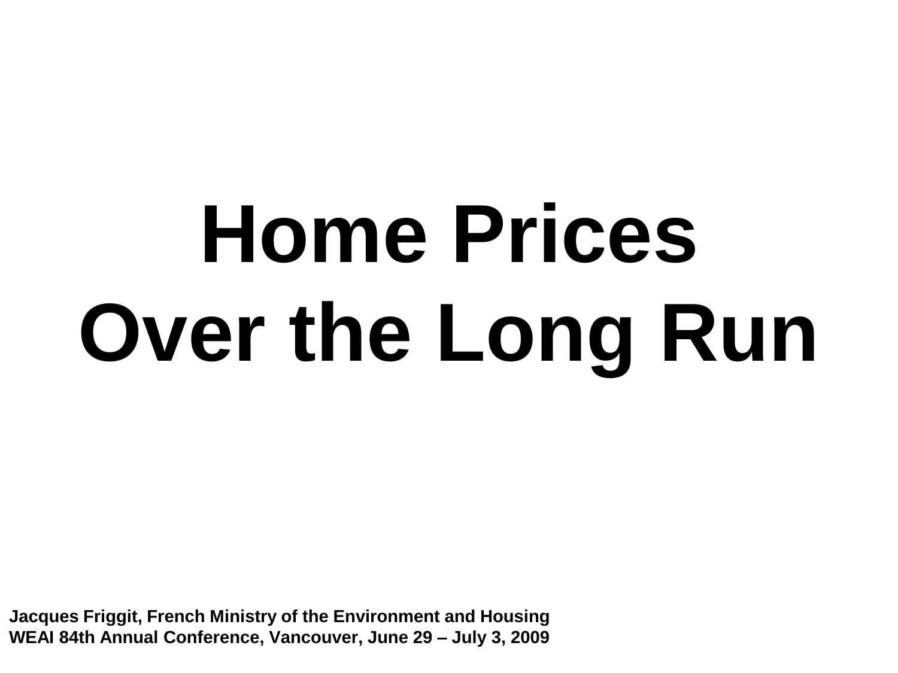# Home Prices Over the Long Run

**Jacques Friggit, French Ministry of the Environment and Housing**
**WEAI 84th Annual Conference, Vancouver, June 29 – July 3, 2009**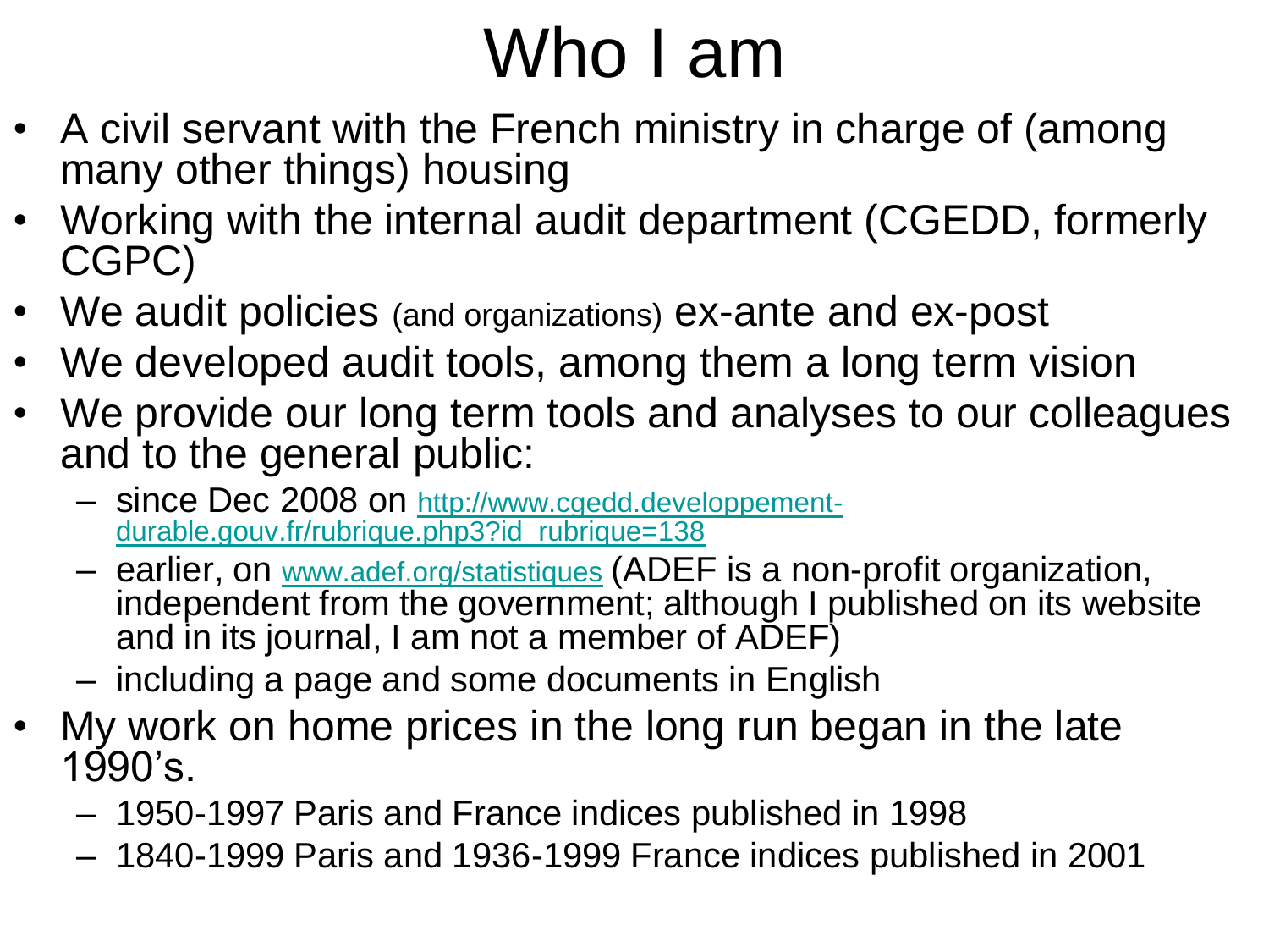# Who I am

- A civil servant with the French ministry in charge of (among many other things) housing
- Working with the internal audit department (CGEDD, formerly CGPC)
- We audit policies (and organizations) ex-ante and ex-post
- We developed audit tools, among them a long term vision
- We provide our long term tools and analyses to our colleagues and to the general public:
  - since Dec 2008 on http://www.cgedd.developpement-durable.gouv.fr/rubrique.php3?id_rubrique=138
  - earlier, on www.adef.org/statistiques (ADEF is a non-profit organization, independent from the government; although I published on its website and in its journal, I am not a member of ADEF)
  - including a page and some documents in English
- My work on home prices in the long run began in the late 1990's.
  - 1950-1997 Paris and France indices published in 1998
  - 1840-1999 Paris and 1936-1999 France indices published in 2001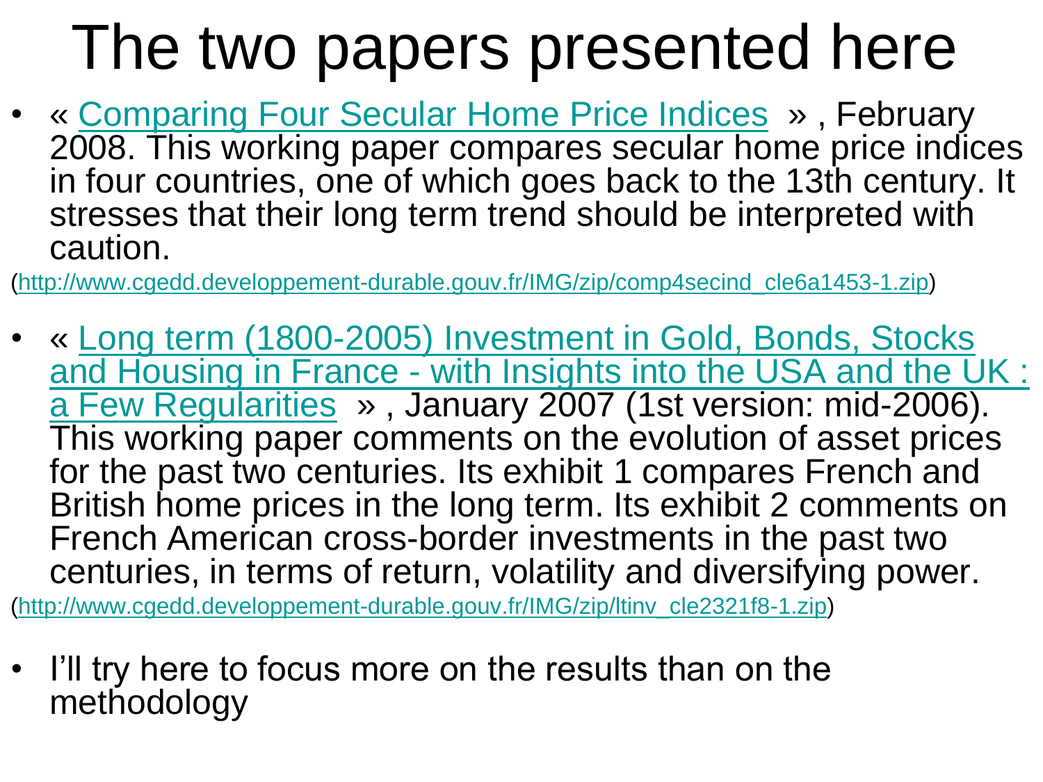# The two papers presented here

- « [Comparing Four Secular Home Price Indices](http://www.cgedd.developpement-durable.gouv.fr/IMG/zip/comp4secind_cle6a1453-1.zip) » , February 2008. This working paper compares secular home price indices in four countries, one of which goes back to the 13th century. It stresses that their long term trend should be interpreted with caution.

(http://www.cgedd.developpement-durable.gouv.fr/IMG/zip/comp4secind_cle6a1453-1.zip)

- « [Long term (1800-2005) Investment in Gold, Bonds, Stocks and Housing in France - with Insights into the USA and the UK : a Few Regularities](http://www.cgedd.developpement-durable.gouv.fr/IMG/zip/ltinv_cle2321f8-1.zip) » , January 2007 (1st version: mid-2006). This working paper comments on the evolution of asset prices for the past two centuries. Its exhibit 1 compares French and British home prices in the long term. Its exhibit 2 comments on French American cross-border investments in the past two centuries, in terms of return, volatility and diversifying power.

(http://www.cgedd.developpement-durable.gouv.fr/IMG/zip/ltinv_cle2321f8-1.zip)

- I'll try here to focus more on the results than on the methodology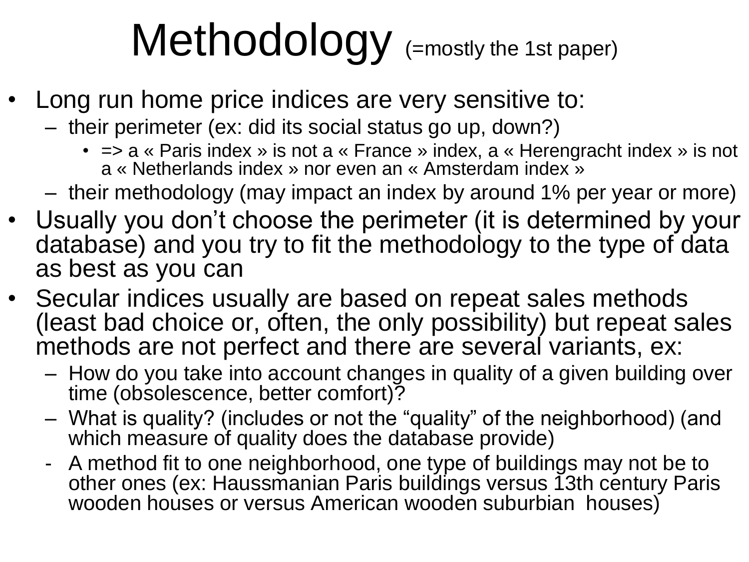# Methodology (=mostly the 1st paper)

- Long run home price indices are very sensitive to:
  - their perimeter (ex: did its social status go up, down?)
    - => a « Paris index » is not a « France » index, a « Herengracht index » is not a « Netherlands index » nor even an « Amsterdam index »
  - their methodology (may impact an index by around 1% per year or more)
- Usually you don't choose the perimeter (it is determined by your database) and you try to fit the methodology to the type of data as best as you can
- Secular indices usually are based on repeat sales methods (least bad choice or, often, the only possibility) but repeat sales methods are not perfect and there are several variants, ex:
  - How do you take into account changes in quality of a given building over time (obsolescence, better comfort)?
  - What is quality? (includes or not the "quality" of the neighborhood) (and which measure of quality does the database provide)
  - A method fit to one neighborhood, one type of buildings may not be to other ones (ex: Haussmanian Paris buildings versus 13th century Paris wooden houses or versus American wooden suburbian houses)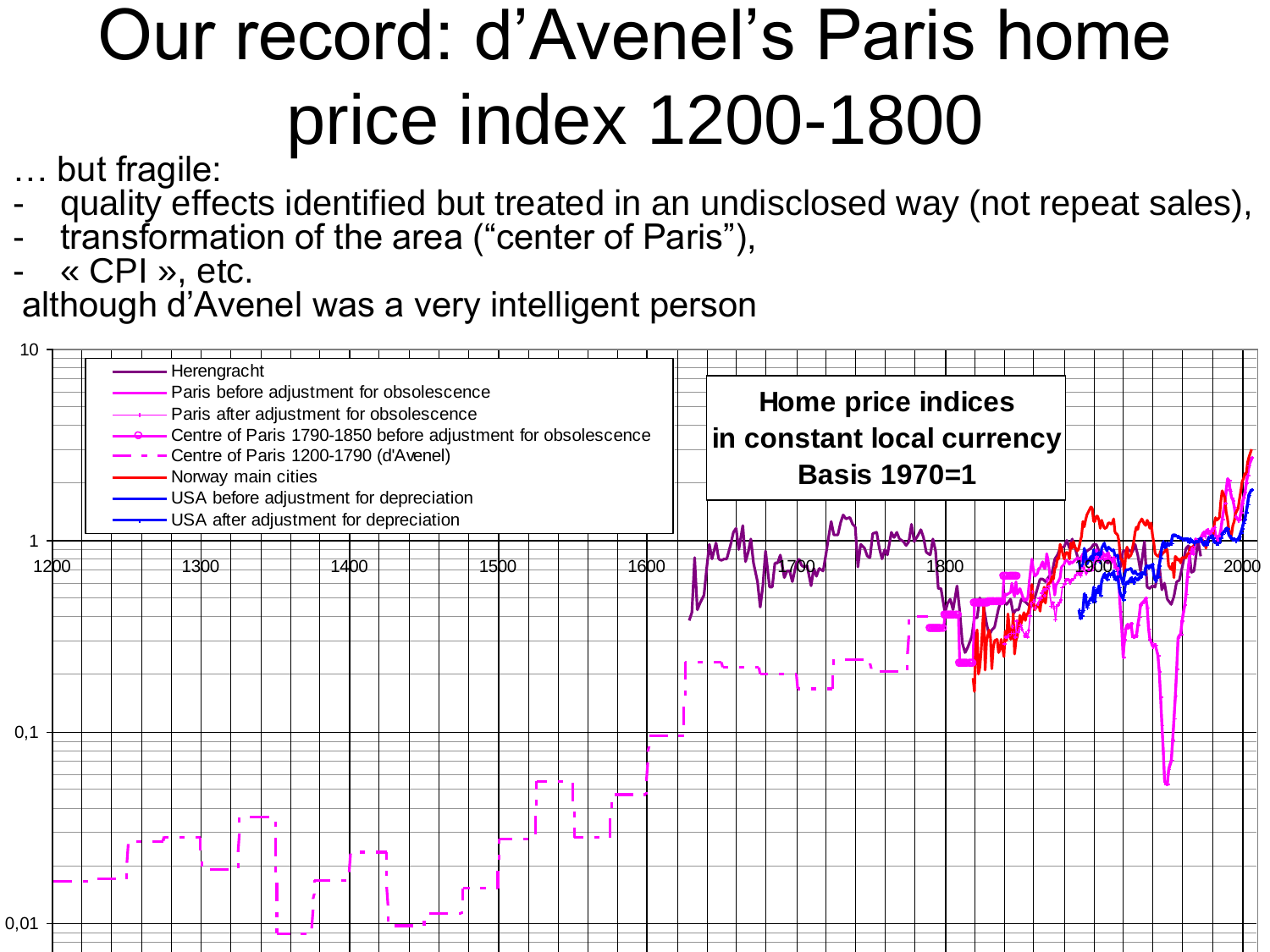# Our record: d'Avenel's Paris home price index 1200-1800

… but fragile:

- quality effects identified but treated in an undisclosed way (not repeat sales),
- transformation of the area ("center of Paris"),
- « CPI », etc.

although d'Avenel was a very intelligent person

Herengracht
Paris before adjustment for obsolescence
Paris after adjustment for obsolescence
Centre of Paris 1790-1850 before adjustment for obsolescence
Centre of Paris 1200-1790 (d'Avenel)
Norway main cities
USA before adjustment for depreciation
USA after adjustment for depreciation

**Home price indices in constant local currency Basis 1970=1**

10
1
0,1
0,01

1200 1300 1400 1500 1600 1700 1800 1900 2000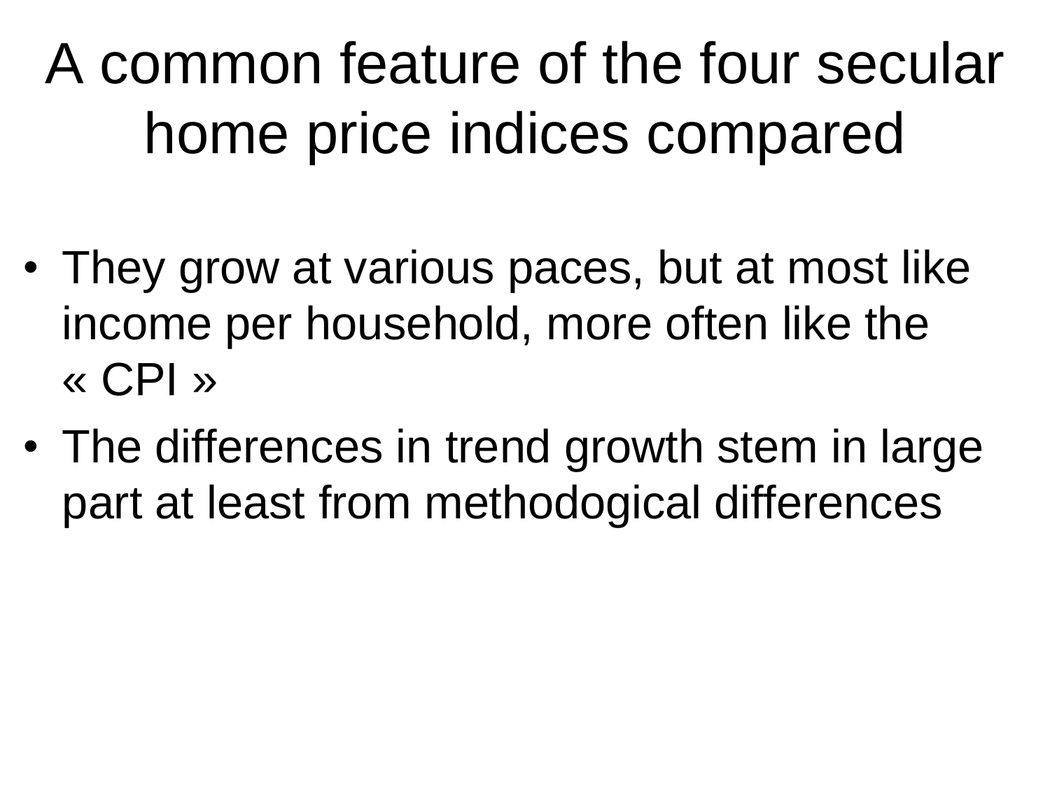# A common feature of the four secular home price indices compared

- They grow at various paces, but at most like income per household, more often like the « CPI »
- The differences in trend growth stem in large part at least from methodogical differences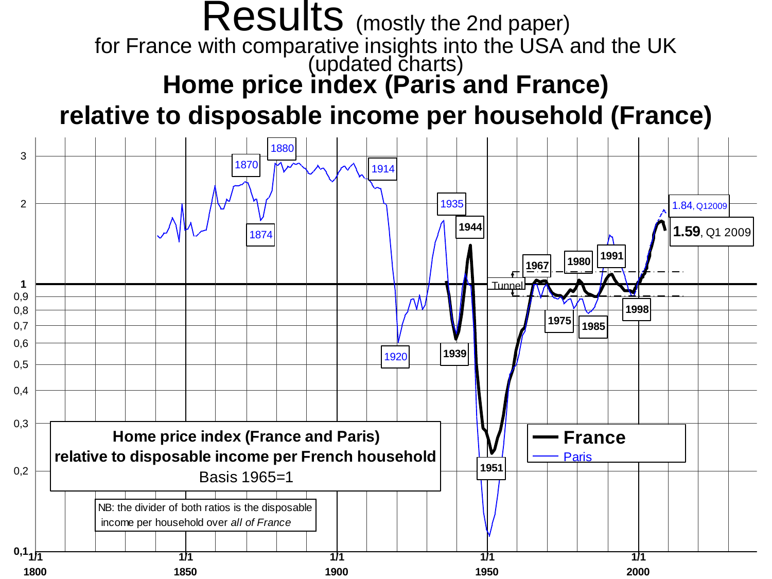# Results (mostly the 2nd paper)

for France with comparative insights into the USA and the UK (updated charts)

## Home price index (Paris and France) relative to disposable income per household (France)

3
2
1
0,9
0,8
0,7
0,6
0,5
0,4
0,3
0,2
0,1

1/1 1800
1/1 1850
1/1 1900
1/1 1950
1/1 2000

1870
1880
1874
1914
1920
1935
1944
1939
1951
Tunnel
1967
1975
1980
1985
1991
1998
1.84, Q12009
**1.59**, Q1 2009

**Home price index (France and Paris)**
**relative to disposable income per French household**
Basis 1965=1

NB: the divider of both ratios is the disposable income per household over *all of France*

**France**
Paris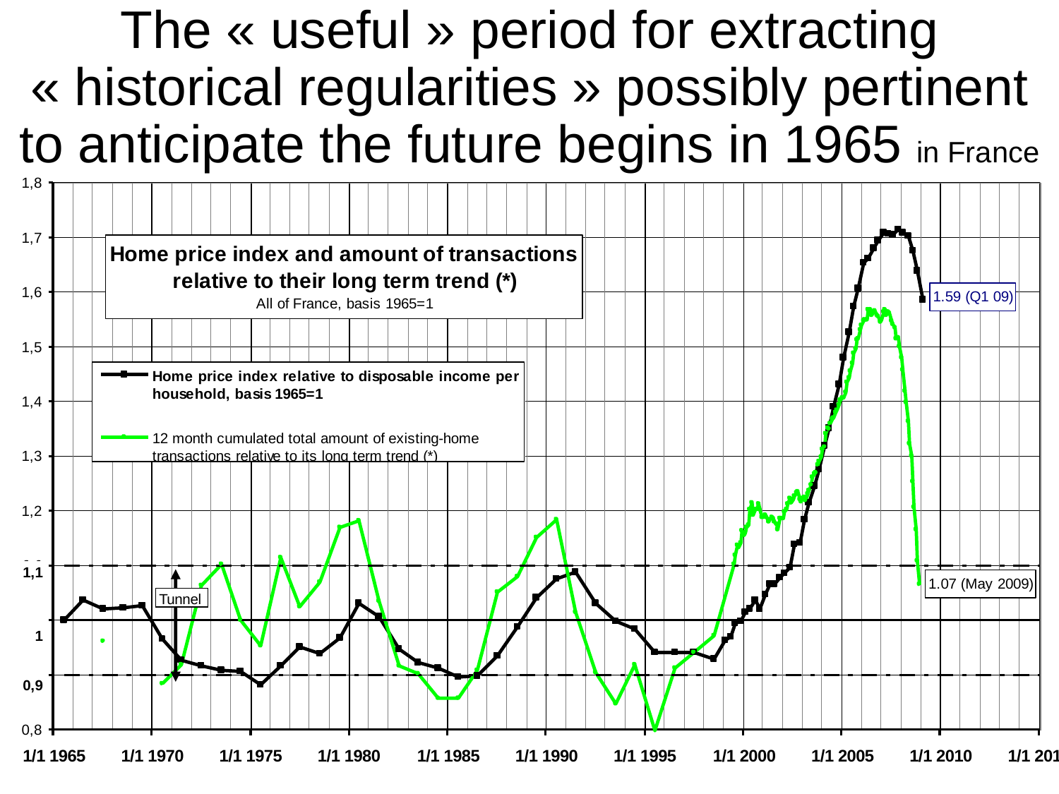# The « useful » period for extracting « historical regularities » possibly pertinent to anticipate the future begins in 1965 in France

**Home price index and amount of transactions relative to their long term trend (*)**

All of France, basis 1965=1

**Home price index relative to disposable income per household, basis 1965=1**

12 month cumulated total amount of existing-home transactions relative to its long term trend (*)

Tunnel

1.59 (Q1 09)

1.07 (May 2009)

1,8
1,7
1,6
1,5
1,4
1,3
1,2
1,1
1
0,9
0,8

1/1 1965 1/1 1970 1/1 1975 1/1 1980 1/1 1985 1/1 1990 1/1 1995 1/1 2000 1/1 2005 1/1 2010 1/1 201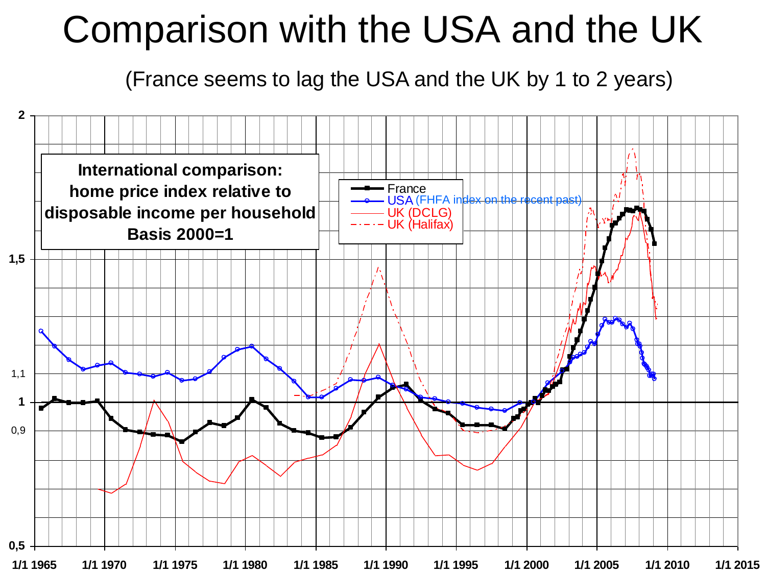# Comparison with the USA and the UK

(France seems to lag the USA and the UK by 1 to 2 years)

**International comparison: home price index relative to disposable income per household Basis 2000=1**

France
USA (FHFA index on the recent past)
UK (DCLG)
UK (Halifax)

2
1,5
1,1
1
0,9
0,5

1/1 1965
1/1 1970
1/1 1975
1/1 1980
1/1 1985
1/1 1990
1/1 1995
1/1 2000
1/1 2005
1/1 2010
1/1 2015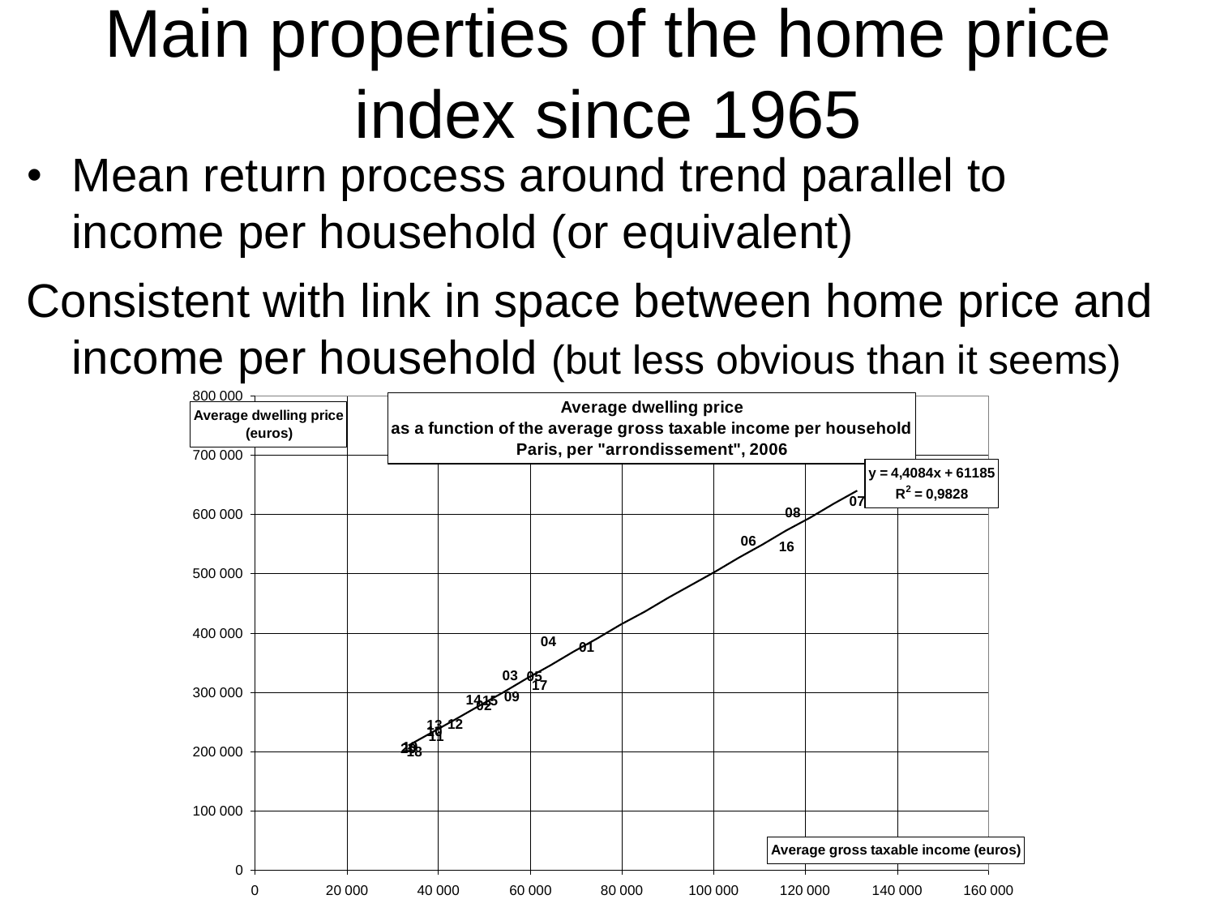# Main properties of the home price index since 1965

- Mean return process around trend parallel to income per household (or equivalent)

Consistent with link in space between home price and income per household (but less obvious than it seems)

Average dwelling price
as a function of the average gross taxable income per household
Paris, per "arrondissement", 2006

Average dwelling price (euros)

Average gross taxable income (euros)

$y = 4{,}4084x + 61185$
$R^2 = 0{,}9828$

800 000
700 000
600 000
500 000
400 000
300 000
200 000
100 000
0

0
20 000
40 000
60 000
80 000
100 000
120 000
140 000
160 000

07
08
06
16
04
01
03
05
17
09
14
15
02
13
12
10
11
20
19
18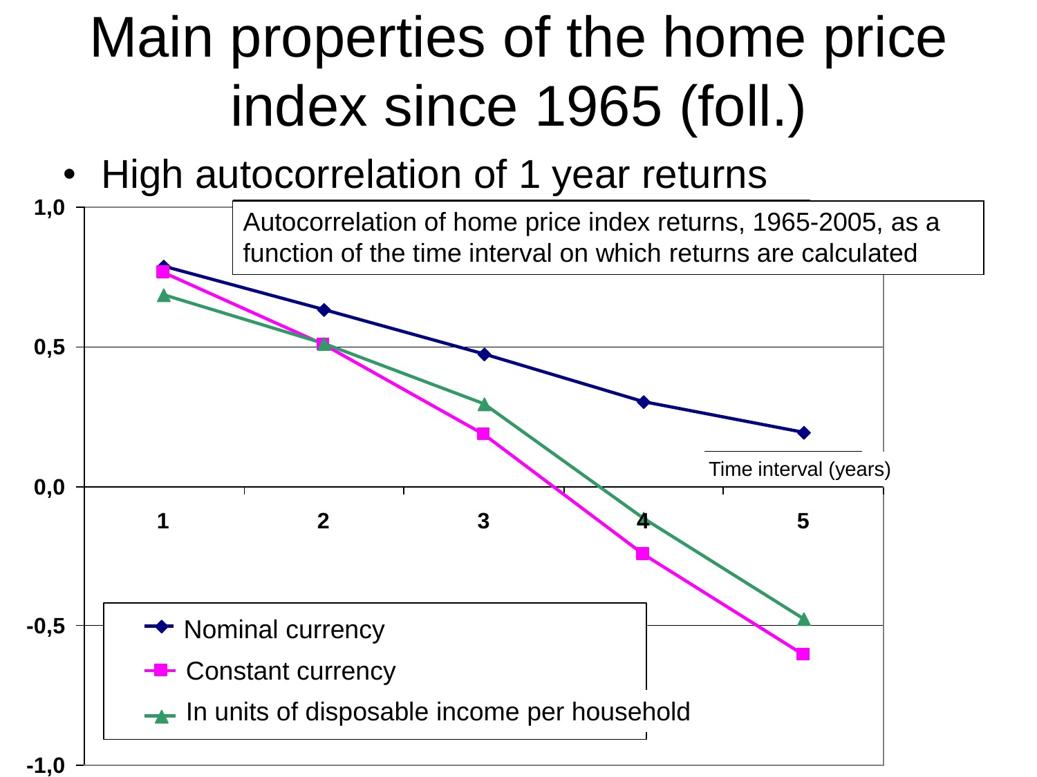# Main properties of the home price index since 1965 (foll.)

- High autocorrelation of 1 year returns

Autocorrelation of home price index returns, 1965-2005, as a function of the time interval on which returns are calculated

1,0
0,5
0,0
-0,5
-1,0

1
2
3
4
5

Time interval (years)

Nominal currency
Constant currency
In units of disposable income per household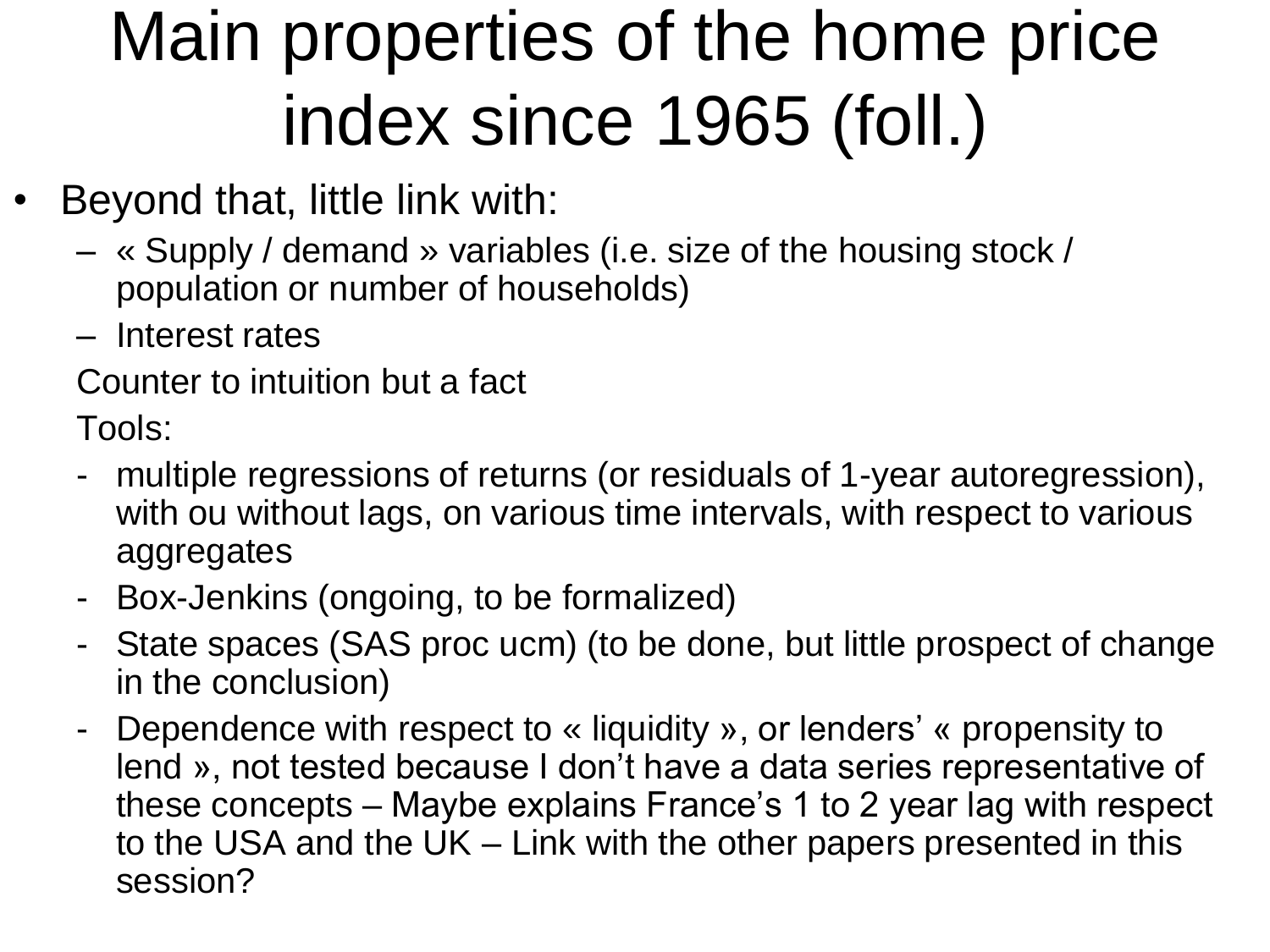# Main properties of the home price index since 1965 (foll.)

- Beyond that, little link with:
  - « Supply / demand » variables (i.e. size of the housing stock / population or number of households)
  - Interest rates

  Counter to intuition but a fact

  Tools:

  - multiple regressions of returns (or residuals of 1-year autoregression), with ou without lags, on various time intervals, with respect to various aggregates
  - Box-Jenkins (ongoing, to be formalized)
  - State spaces (SAS proc ucm) (to be done, but little prospect of change in the conclusion)
  - Dependence with respect to « liquidity », or lenders' « propensity to lend », not tested because I don't have a data series representative of these concepts – Maybe explains France's 1 to 2 year lag with respect to the USA and the UK – Link with the other papers presented in this session?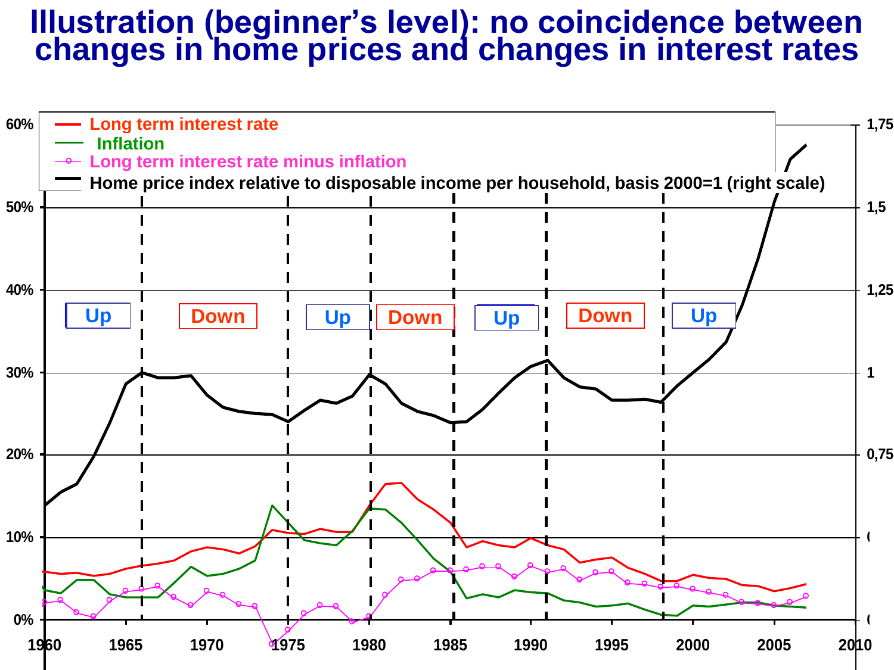# Illustration (beginner's level): no coincidence between changes in home prices and changes in interest rates

Long term interest rate

Inflation

Long term interest rate minus inflation

Home price index relative to disposable income per household, basis 2000=1 (right scale)

Up

Down

Up

Down

Up

Down

Up

60%
50%
40%
30%
20%
10%
0%

1,75
1,5
1,25
1
0,75

1960
1965
1970
1975
1980
1985
1990
1995
2000
2005
2010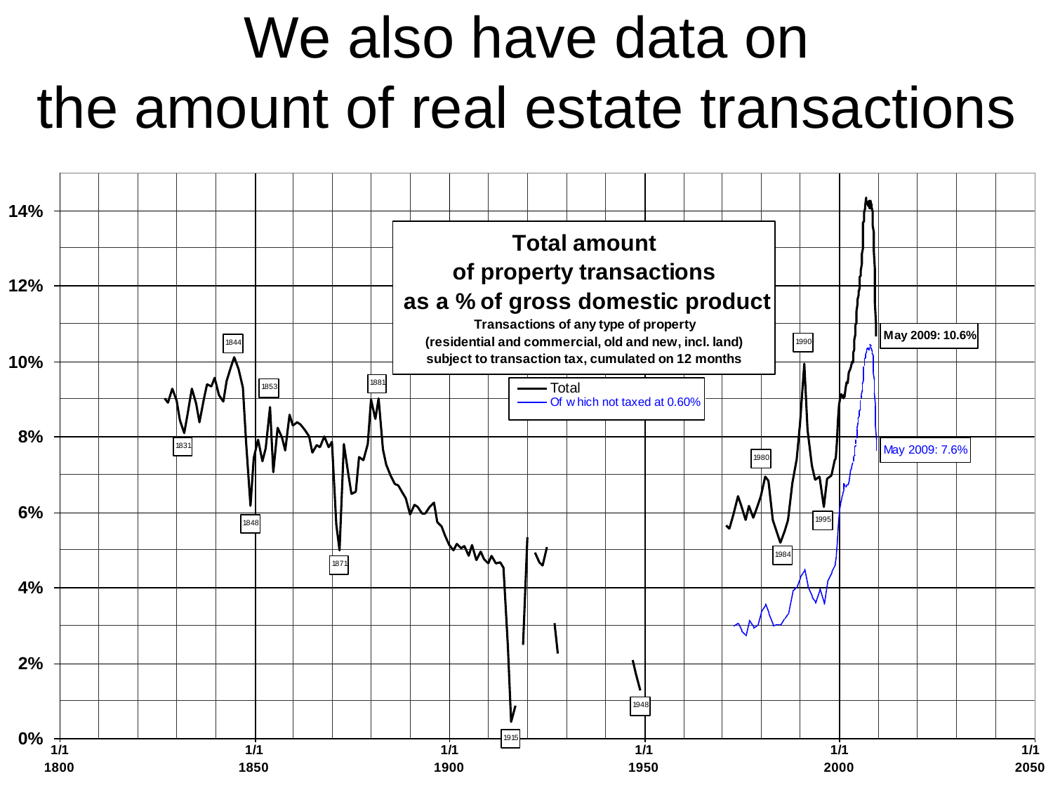# We also have data on the amount of real estate transactions

**Total amount of property transactions as a % of gross domestic product**

**Transactions of any type of property (residential and commercial, old and new, incl. land) subject to transaction tax, cumulated on 12 months**

Total

Of which not taxed at 0.60%

May 2009: 10.6%

May 2009: 7.6%

1831

1844

1848

1853

1871

1881

1915

1948

1980

1984

1990

1995

14%

12%

10%

8%

6%

4%

2%

0%

1/1 1800

1/1 1850

1/1 1900

1/1 1950

1/1 2000

1/1 2050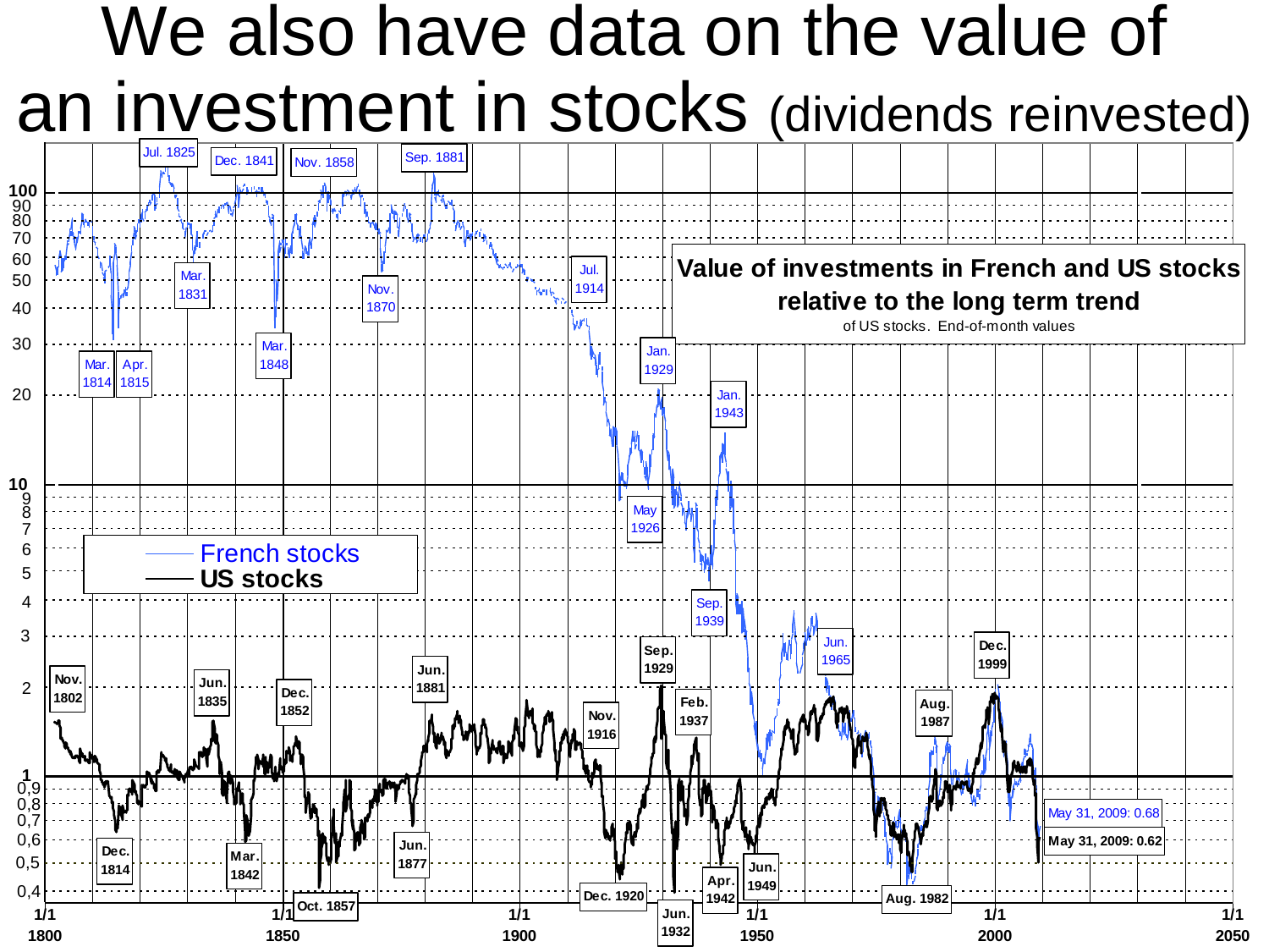# We also have data on the value of an investment in stocks (dividends reinvested)

**Value of investments in French and US stocks relative to the long term trend**

of US stocks. End-of-month values

French stocks

**US stocks**

Jul. 1825
Dec. 1841
Nov. 1858
Sep. 1881
Mar. 1831
Mar. 1814
Apr. 1815
Mar. 1848
Nov. 1870
Jul. 1914
Jan. 1929
Jan. 1943
May 1926
Sep. 1939
Jun. 1965
Dec. 1999
Aug. 1987
May 31, 2009: 0.68
May 31, 2009: 0.62
Nov. 1802
Jun. 1835
Dec. 1852
Jun. 1881
Sep. 1929
Feb. 1937
Nov. 1916
Dec. 1814
Mar. 1842
Oct. 1857
Jun. 1877
Dec. 1920
Jun. 1932
Apr. 1942
Jun. 1949
Aug. 1982

100
90
80
70
60
50
40
30
20
10
9
8
7
6
5
4
3
2
1
0,9
0,8
0,7
0,6
0,5
0,4

1/1 1800
1/1 1850
1/1 1900
1/1 1950
1/1 2000
1/1 2050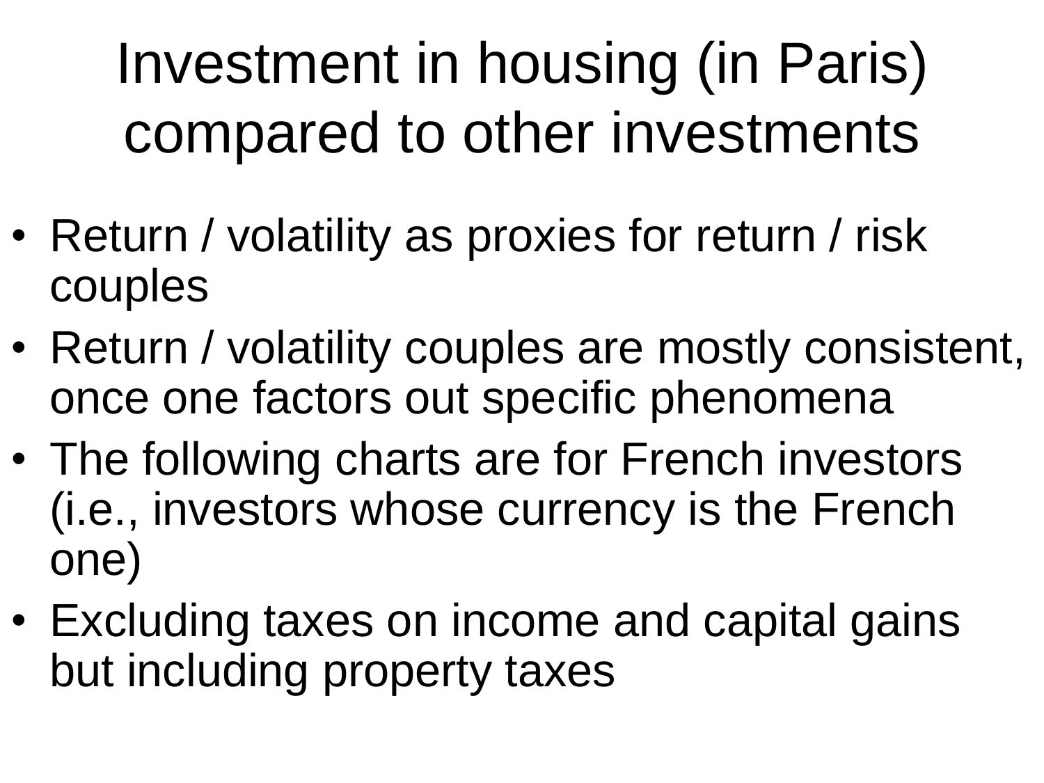# Investment in housing (in Paris) compared to other investments

- Return / volatility as proxies for return / risk couples
- Return / volatility couples are mostly consistent, once one factors out specific phenomena
- The following charts are for French investors (i.e., investors whose currency is the French one)
- Excluding taxes on income and capital gains but including property taxes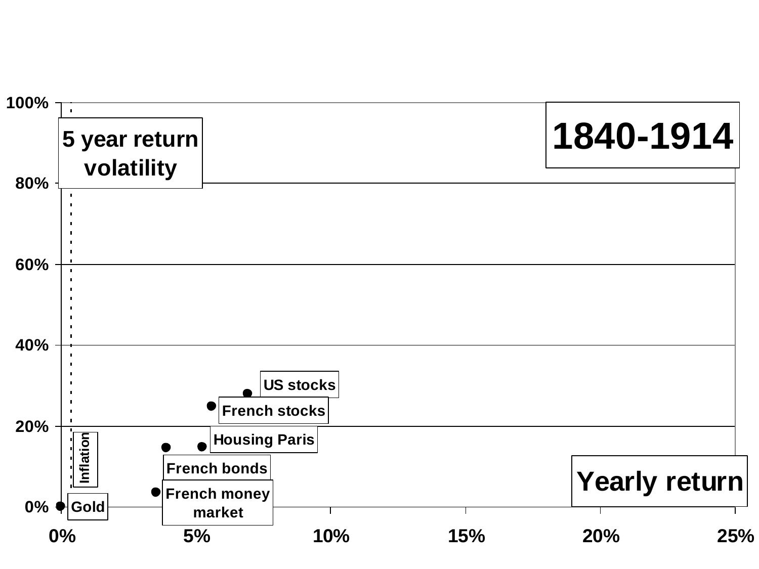1840-1914

5 year return volatility

100%
80%
60%
40%
20%
0%

US stocks
French stocks
Housing Paris
French bonds
French money market
Gold
Inflation

0%
5%
10%
15%
20%
25%

Yearly return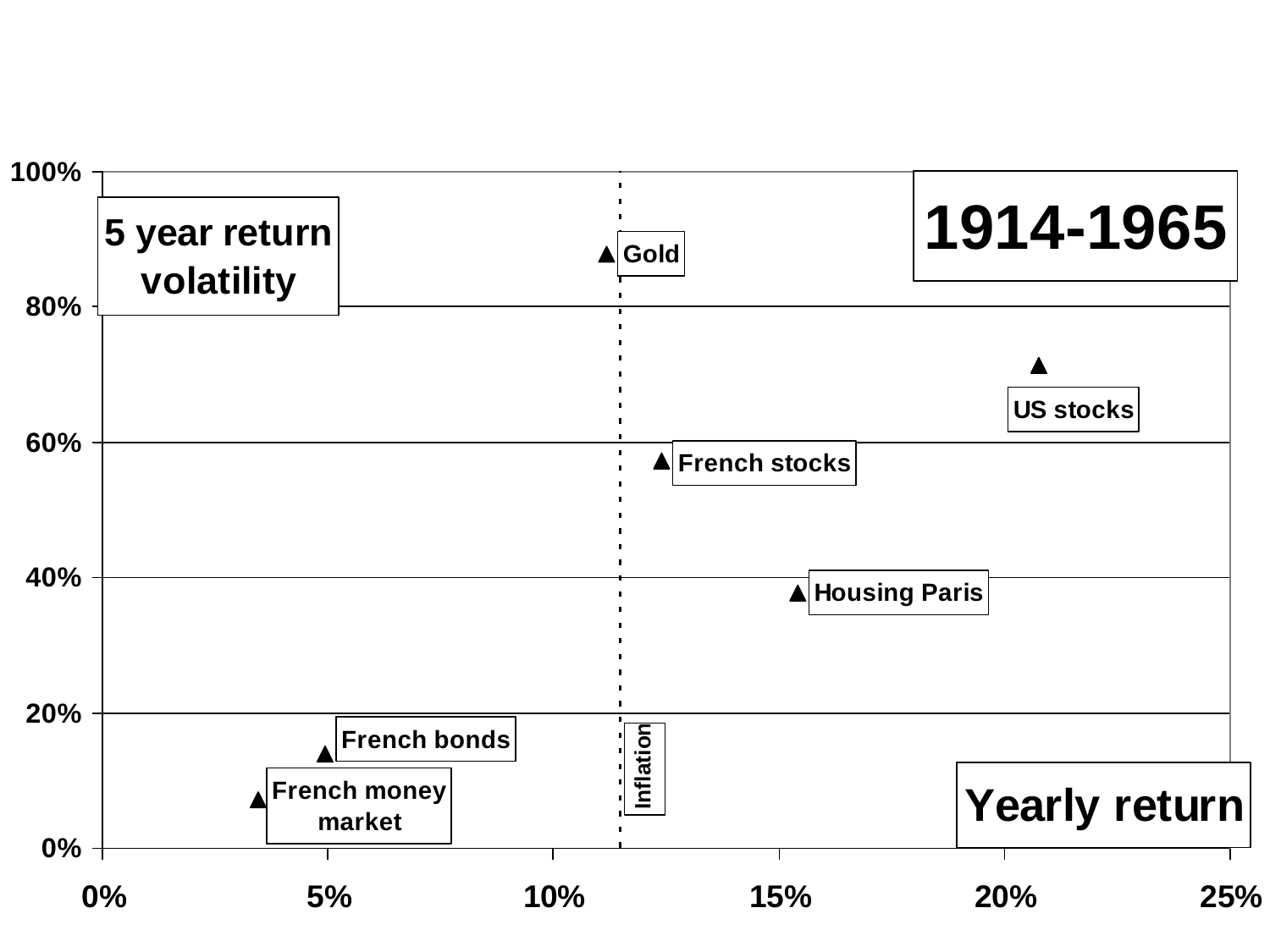1914-1965

5 year return volatility

Yearly return

100%
80%
60%
40%
20%
0%

0%
5%
10%
15%
20%
25%

Gold

US stocks

French stocks

Housing Paris

French bonds

French money market

Inflation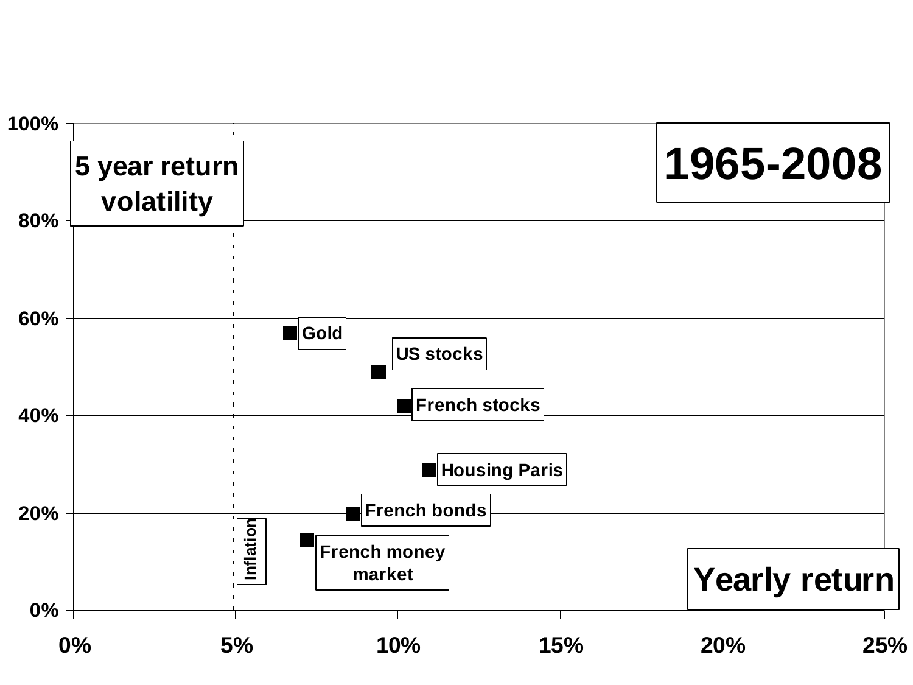1965-2008

5 year return volatility

100%
80%
60%
40%
20%
0%

Gold

US stocks

French stocks

Housing Paris

French bonds

French money market

Inflation

0%
5%
10%
15%
20%
25%

Yearly return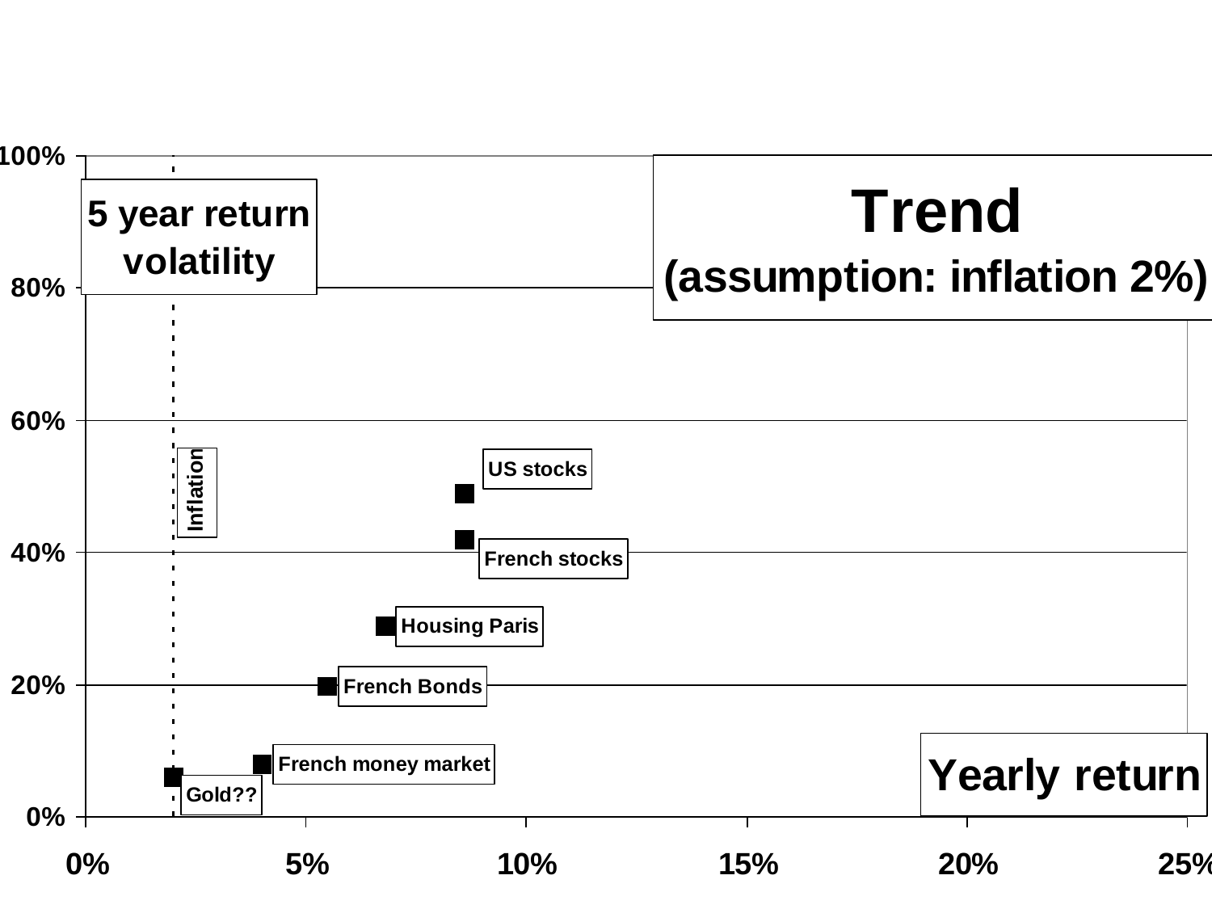# Trend
(assumption: inflation 2%)

5 year return volatility

Yearly return

100%
80%
60%
40%
20%
0%

0%
5%
10%
15%
20%
25%

Inflation

US stocks

French stocks

Housing Paris

French Bonds

French money market

Gold??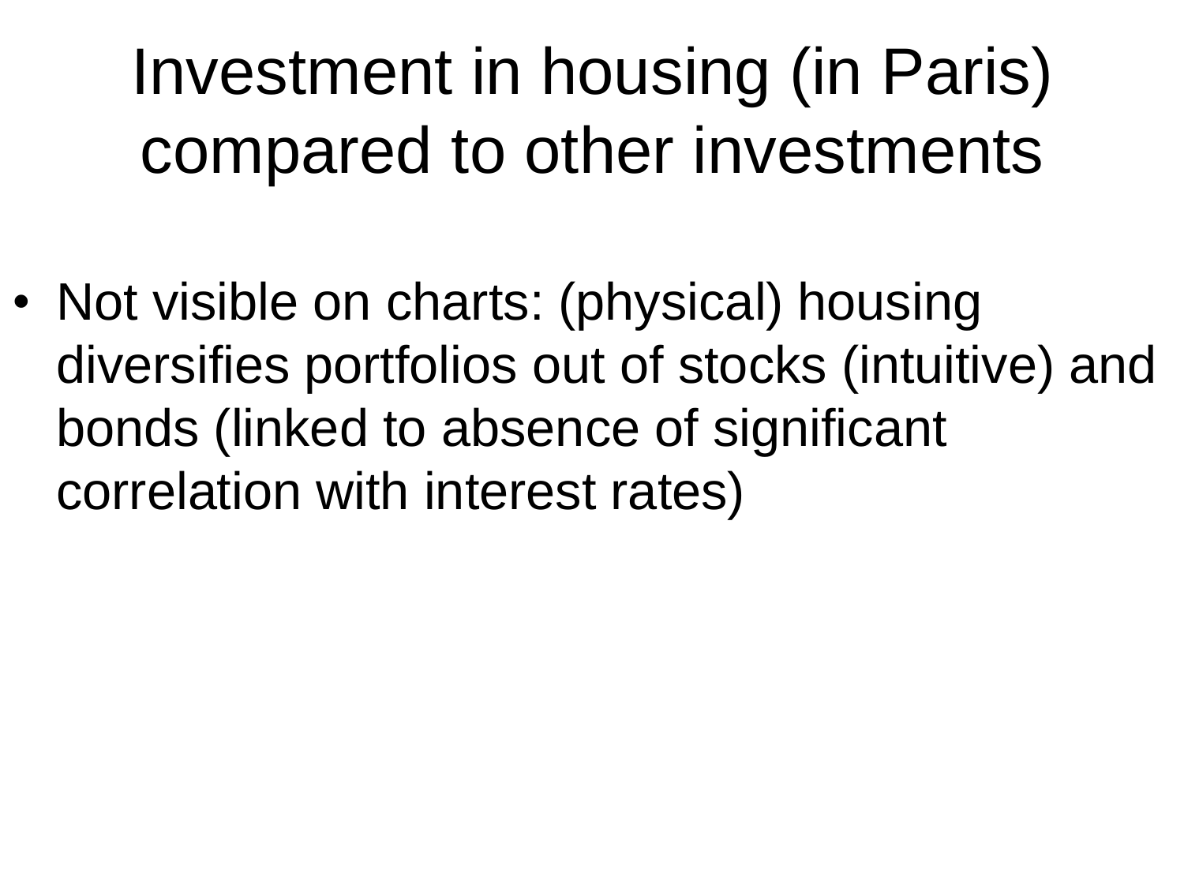# Investment in housing (in Paris) compared to other investments

- Not visible on charts: (physical) housing diversifies portfolios out of stocks (intuitive) and bonds (linked to absence of significant correlation with interest rates)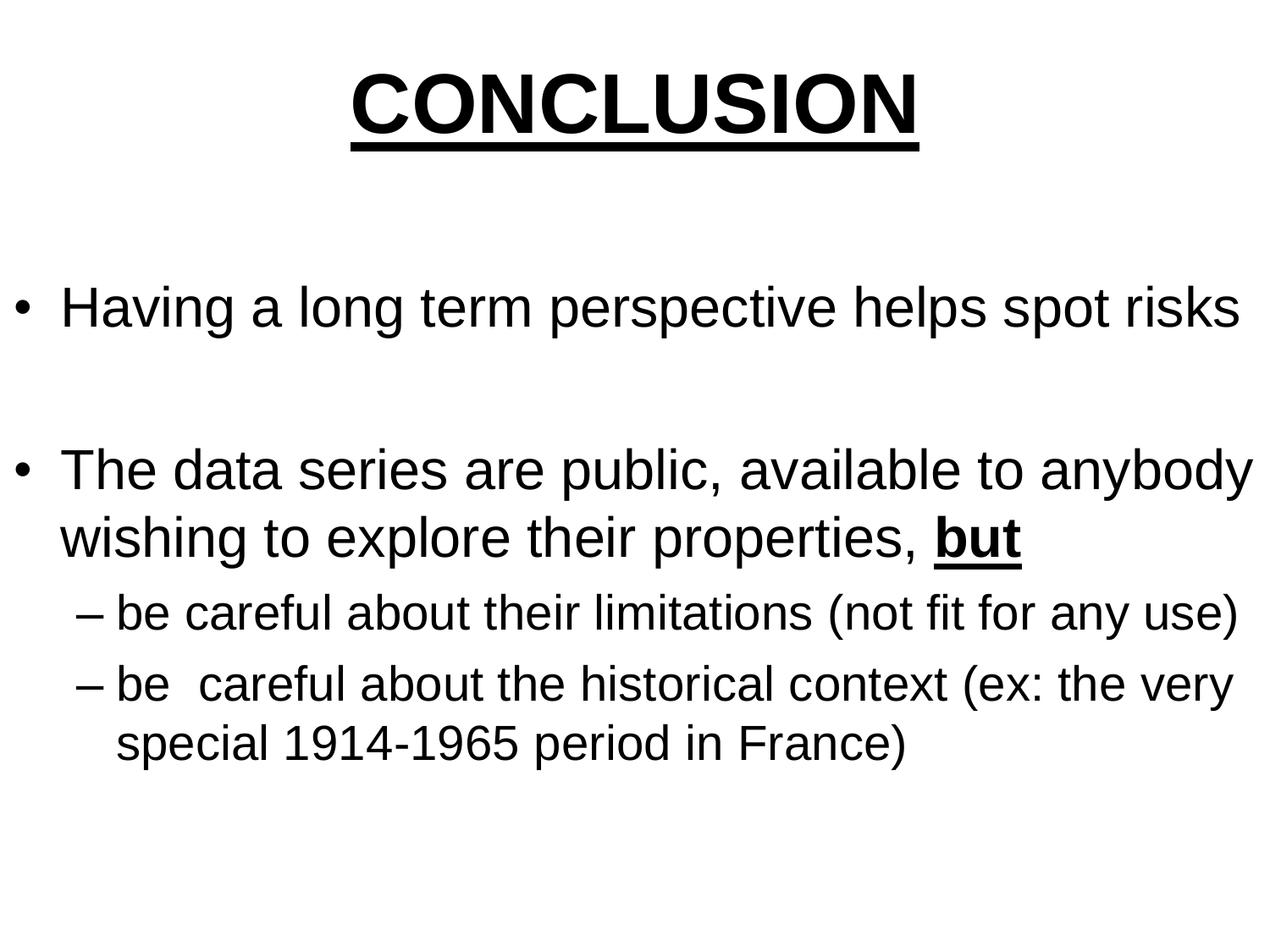# CONCLUSION

- Having a long term perspective helps spot risks
- The data series are public, available to anybody wishing to explore their properties, **but**
  - be careful about their limitations (not fit for any use)
  - be careful about the historical context (ex: the very special 1914-1965 period in France)